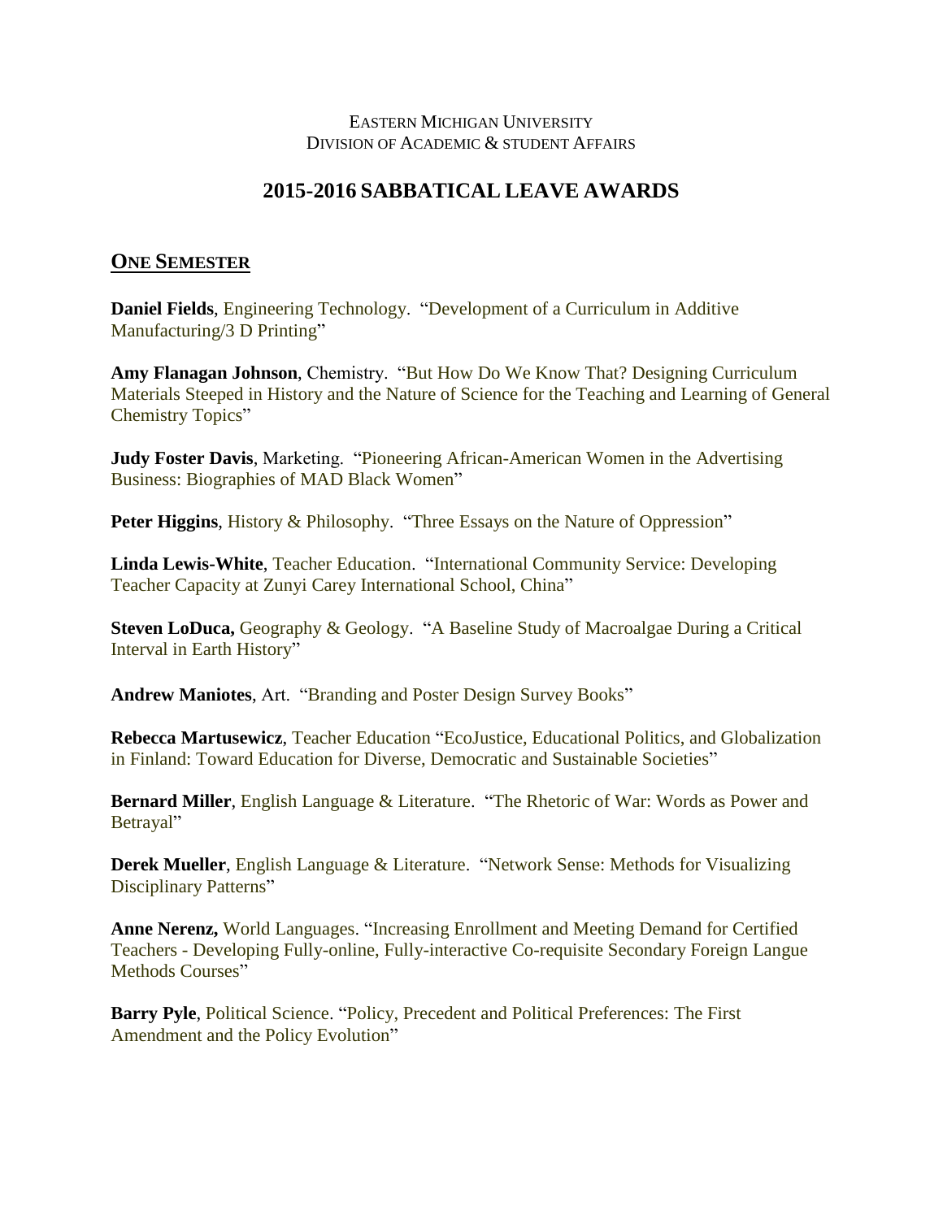EASTERN MICHIGAN UNIVERSITY
DIVISION OF ACADEMIC & STUDENT AFFAIRS

# 2015-2016 SABBATICAL LEAVE AWARDS

## ONE SEMESTER

**Daniel Fields**, Engineering Technology. "Development of a Curriculum in Additive Manufacturing/3 D Printing"

**Amy Flanagan Johnson**, Chemistry. "But How Do We Know That? Designing Curriculum Materials Steeped in History and the Nature of Science for the Teaching and Learning of General Chemistry Topics"

**Judy Foster Davis**, Marketing. "Pioneering African-American Women in the Advertising Business: Biographies of MAD Black Women"

**Peter Higgins**, History & Philosophy. "Three Essays on the Nature of Oppression"

**Linda Lewis-White**, Teacher Education. "International Community Service: Developing Teacher Capacity at Zunyi Carey International School, China"

**Steven LoDuca,** Geography & Geology. "A Baseline Study of Macroalgae During a Critical Interval in Earth History"

**Andrew Maniotes**, Art. "Branding and Poster Design Survey Books"

**Rebecca Martusewicz**, Teacher Education "EcoJustice, Educational Politics, and Globalization in Finland: Toward Education for Diverse, Democratic and Sustainable Societies"

**Bernard Miller**, English Language & Literature. "The Rhetoric of War: Words as Power and Betrayal"

**Derek Mueller**, English Language & Literature. "Network Sense: Methods for Visualizing Disciplinary Patterns"

**Anne Nerenz,** World Languages. "Increasing Enrollment and Meeting Demand for Certified Teachers - Developing Fully-online, Fully-interactive Co-requisite Secondary Foreign Langue Methods Courses"

**Barry Pyle**, Political Science. "Policy, Precedent and Political Preferences: The First Amendment and the Policy Evolution"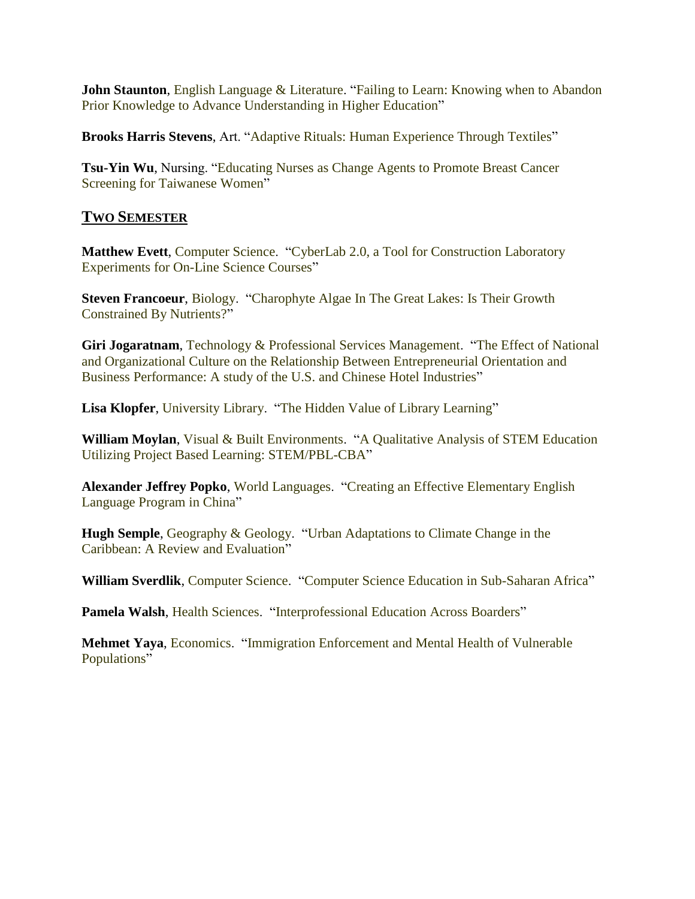**John Staunton**, English Language & Literature. "Failing to Learn: Knowing when to Abandon Prior Knowledge to Advance Understanding in Higher Education"

**Brooks Harris Stevens**, Art. "Adaptive Rituals: Human Experience Through Textiles"

**Tsu-Yin Wu**, Nursing. "Educating Nurses as Change Agents to Promote Breast Cancer Screening for Taiwanese Women"

## TWO SEMESTER

**Matthew Evett**, Computer Science. "CyberLab 2.0, a Tool for Construction Laboratory Experiments for On-Line Science Courses"

**Steven Francoeur**, Biology. "Charophyte Algae In The Great Lakes: Is Their Growth Constrained By Nutrients?"

**Giri Jogaratnam**, Technology & Professional Services Management. "The Effect of National and Organizational Culture on the Relationship Between Entrepreneurial Orientation and Business Performance: A study of the U.S. and Chinese Hotel Industries"

**Lisa Klopfer**, University Library. "The Hidden Value of Library Learning"

**William Moylan**, Visual & Built Environments. "A Qualitative Analysis of STEM Education Utilizing Project Based Learning: STEM/PBL-CBA"

**Alexander Jeffrey Popko**, World Languages. "Creating an Effective Elementary English Language Program in China"

**Hugh Semple**, Geography & Geology. "Urban Adaptations to Climate Change in the Caribbean: A Review and Evaluation"

**William Sverdlik**, Computer Science. "Computer Science Education in Sub-Saharan Africa"

**Pamela Walsh**, Health Sciences. "Interprofessional Education Across Boarders"

**Mehmet Yaya**, Economics. "Immigration Enforcement and Mental Health of Vulnerable Populations"